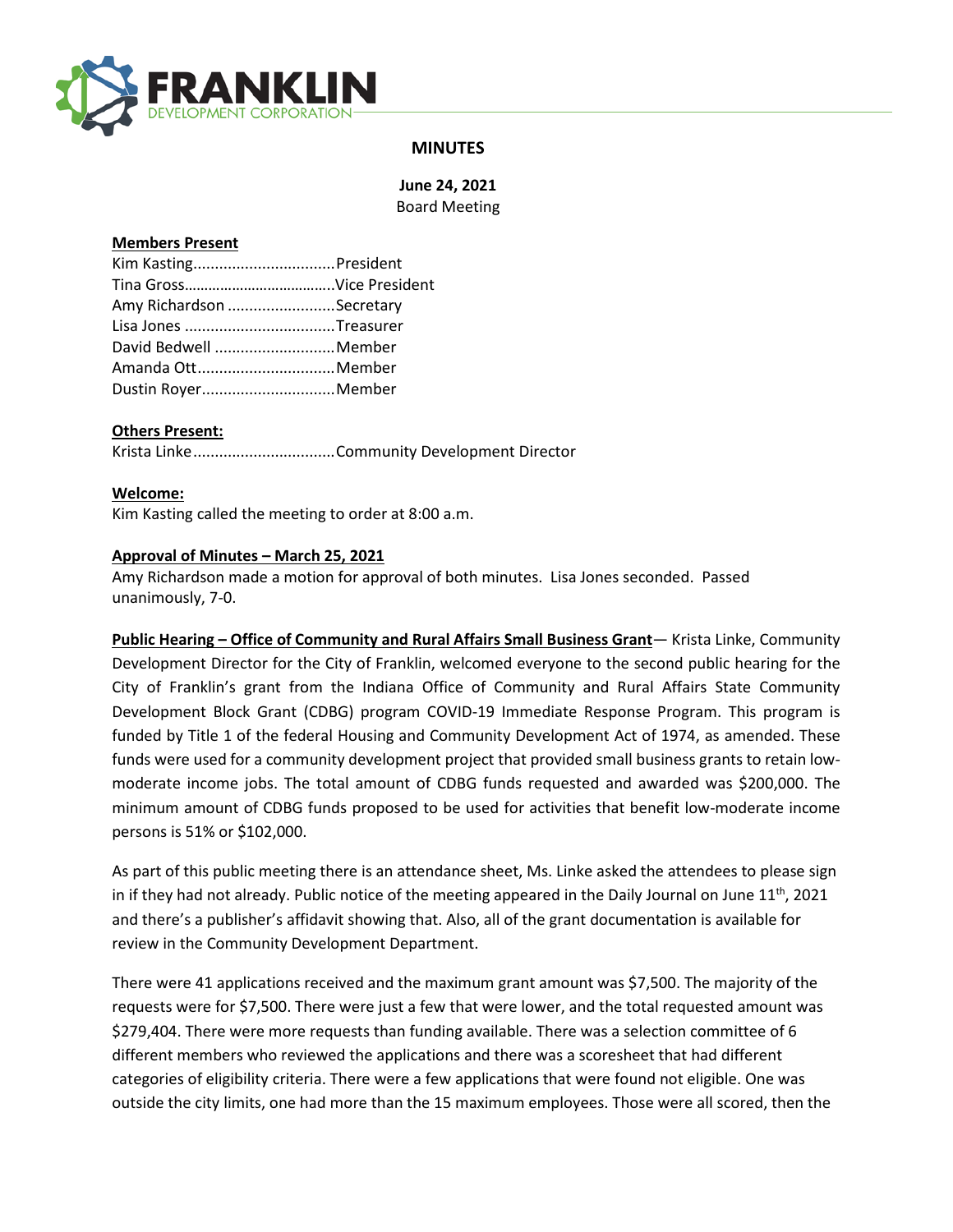FRANKLIN
DEVELOPMENT CORPORATION

# MINUTES

**June 24, 2021**
Board Meeting

**Members Present**

Kim Kasting................................President
Tina Gross....................................Vice President
Amy Richardson .........................Secretary
Lisa Jones ..................................Treasurer
David Bedwell ............................Member
Amanda Ott................................Member
Dustin Royer...............................Member

**Others Present:**

Krista Linke................................Community Development Director

**Welcome:**

Kim Kasting called the meeting to order at 8:00 a.m.

**Approval of Minutes – March 25, 2021**

Amy Richardson made a motion for approval of both minutes. Lisa Jones seconded. Passed unanimously, 7-0.

**Public Hearing – Office of Community and Rural Affairs Small Business Grant**— Krista Linke, Community Development Director for the City of Franklin, welcomed everyone to the second public hearing for the City of Franklin's grant from the Indiana Office of Community and Rural Affairs State Community Development Block Grant (CDBG) program COVID-19 Immediate Response Program. This program is funded by Title 1 of the federal Housing and Community Development Act of 1974, as amended. These funds were used for a community development project that provided small business grants to retain low-moderate income jobs. The total amount of CDBG funds requested and awarded was $200,000. The minimum amount of CDBG funds proposed to be used for activities that benefit low-moderate income persons is 51% or $102,000.

As part of this public meeting there is an attendance sheet, Ms. Linke asked the attendees to please sign in if they had not already. Public notice of the meeting appeared in the Daily Journal on June 11th, 2021 and there's a publisher's affidavit showing that. Also, all of the grant documentation is available for review in the Community Development Department.

There were 41 applications received and the maximum grant amount was $7,500. The majority of the requests were for $7,500. There were just a few that were lower, and the total requested amount was $279,404. There were more requests than funding available. There was a selection committee of 6 different members who reviewed the applications and there was a scoresheet that had different categories of eligibility criteria. There were a few applications that were found not eligible. One was outside the city limits, one had more than the 15 maximum employees. Those were all scored, then the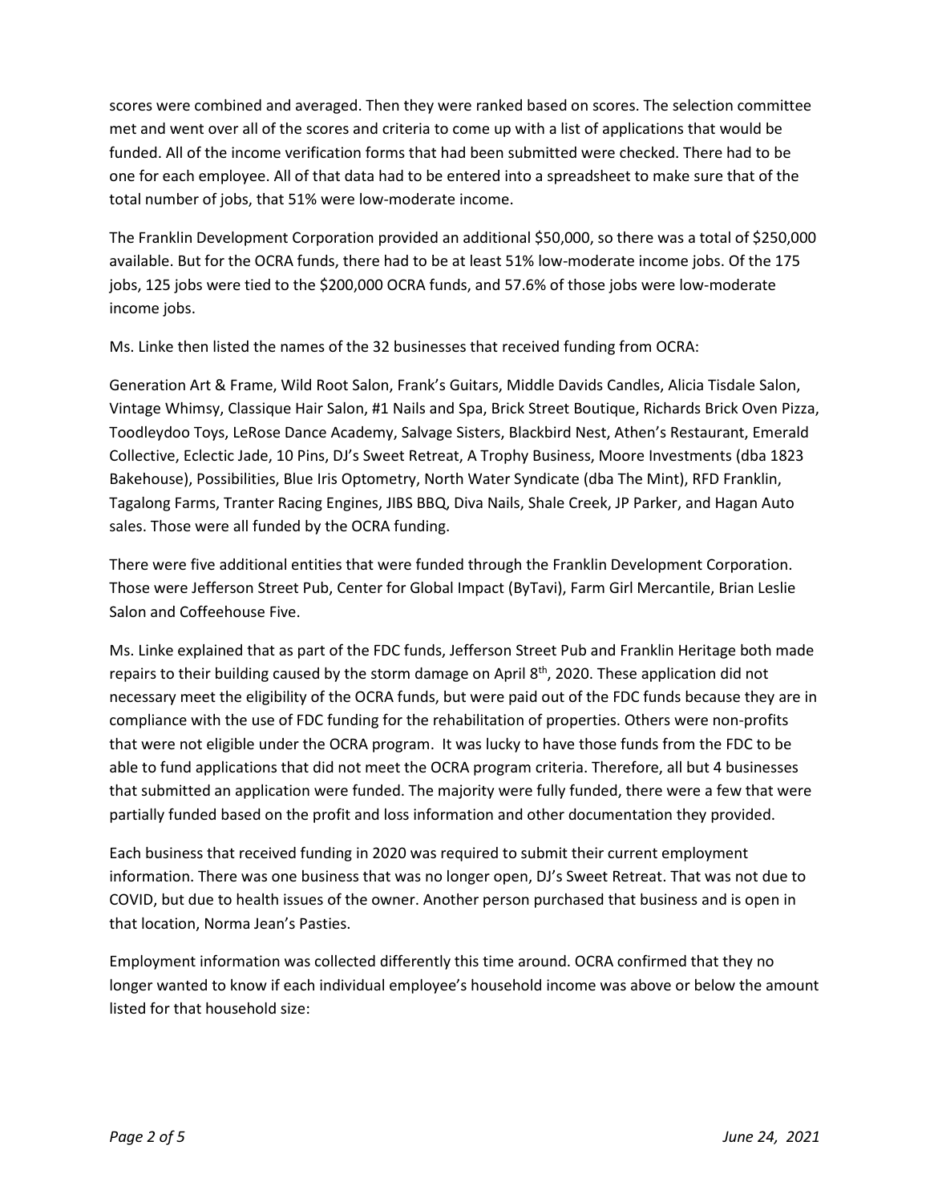scores were combined and averaged. Then they were ranked based on scores. The selection committee met and went over all of the scores and criteria to come up with a list of applications that would be funded. All of the income verification forms that had been submitted were checked. There had to be one for each employee. All of that data had to be entered into a spreadsheet to make sure that of the total number of jobs, that 51% were low-moderate income.

The Franklin Development Corporation provided an additional $50,000, so there was a total of $250,000 available. But for the OCRA funds, there had to be at least 51% low-moderate income jobs. Of the 175 jobs, 125 jobs were tied to the $200,000 OCRA funds, and 57.6% of those jobs were low-moderate income jobs.

Ms. Linke then listed the names of the 32 businesses that received funding from OCRA:

Generation Art & Frame, Wild Root Salon, Frank's Guitars, Middle Davids Candles, Alicia Tisdale Salon, Vintage Whimsy, Classique Hair Salon, #1 Nails and Spa, Brick Street Boutique, Richards Brick Oven Pizza, Toodleydoo Toys, LeRose Dance Academy, Salvage Sisters, Blackbird Nest, Athen's Restaurant, Emerald Collective, Eclectic Jade, 10 Pins, DJ's Sweet Retreat, A Trophy Business, Moore Investments (dba 1823 Bakehouse), Possibilities, Blue Iris Optometry, North Water Syndicate (dba The Mint), RFD Franklin, Tagalong Farms, Tranter Racing Engines, JIBS BBQ, Diva Nails, Shale Creek, JP Parker, and Hagan Auto sales. Those were all funded by the OCRA funding.

There were five additional entities that were funded through the Franklin Development Corporation. Those were Jefferson Street Pub, Center for Global Impact (ByTavi), Farm Girl Mercantile, Brian Leslie Salon and Coffeehouse Five.

Ms. Linke explained that as part of the FDC funds, Jefferson Street Pub and Franklin Heritage both made repairs to their building caused by the storm damage on April 8th, 2020. These application did not necessary meet the eligibility of the OCRA funds, but were paid out of the FDC funds because they are in compliance with the use of FDC funding for the rehabilitation of properties. Others were non-profits that were not eligible under the OCRA program. It was lucky to have those funds from the FDC to be able to fund applications that did not meet the OCRA program criteria. Therefore, all but 4 businesses that submitted an application were funded. The majority were fully funded, there were a few that were partially funded based on the profit and loss information and other documentation they provided.

Each business that received funding in 2020 was required to submit their current employment information. There was one business that was no longer open, DJ's Sweet Retreat. That was not due to COVID, but due to health issues of the owner. Another person purchased that business and is open in that location, Norma Jean's Pasties.

Employment information was collected differently this time around. OCRA confirmed that they no longer wanted to know if each individual employee's household income was above or below the amount listed for that household size: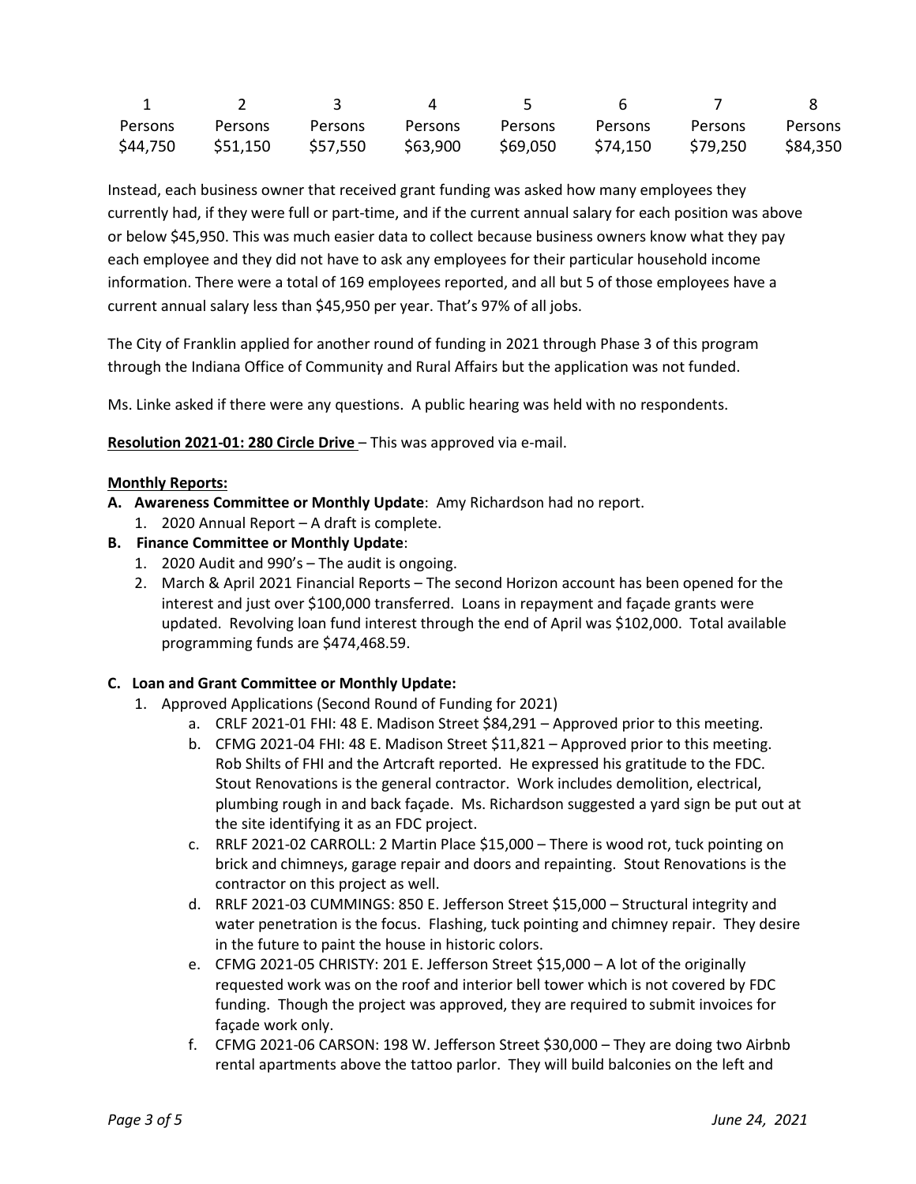| 1 Persons | 2 Persons | 3 Persons | 4 Persons | 5 Persons | 6 Persons | 7 Persons | 8 Persons |
|---|---|---|---|---|---|---|---|
| $44,750 | $51,150 | $57,550 | $63,900 | $69,050 | $74,150 | $79,250 | $84,350 |

Instead, each business owner that received grant funding was asked how many employees they currently had, if they were full or part-time, and if the current annual salary for each position was above or below $45,950. This was much easier data to collect because business owners know what they pay each employee and they did not have to ask any employees for their particular household income information. There were a total of 169 employees reported, and all but 5 of those employees have a current annual salary less than $45,950 per year. That's 97% of all jobs.

The City of Franklin applied for another round of funding in 2021 through Phase 3 of this program through the Indiana Office of Community and Rural Affairs but the application was not funded.

Ms. Linke asked if there were any questions. A public hearing was held with no respondents.

**Resolution 2021-01: 280 Circle Drive** – This was approved via e-mail.

**Monthly Reports:**

**A. Awareness Committee or Monthly Update**: Amy Richardson had no report.

1. 2020 Annual Report – A draft is complete.

**B. Finance Committee or Monthly Update**:

1. 2020 Audit and 990's – The audit is ongoing.
2. March & April 2021 Financial Reports – The second Horizon account has been opened for the interest and just over $100,000 transferred. Loans in repayment and façade grants were updated. Revolving loan fund interest through the end of April was $102,000. Total available programming funds are $474,468.59.

**C. Loan and Grant Committee or Monthly Update:**

1. Approved Applications (Second Round of Funding for 2021)
   a. CRLF 2021-01 FHI: 48 E. Madison Street $84,291 – Approved prior to this meeting.
   b. CFMG 2021-04 FHI: 48 E. Madison Street $11,821 – Approved prior to this meeting. Rob Shilts of FHI and the Artcraft reported. He expressed his gratitude to the FDC. Stout Renovations is the general contractor. Work includes demolition, electrical, plumbing rough in and back façade. Ms. Richardson suggested a yard sign be put out at the site identifying it as an FDC project.
   c. RRLF 2021-02 CARROLL: 2 Martin Place $15,000 – There is wood rot, tuck pointing on brick and chimneys, garage repair and doors and repainting. Stout Renovations is the contractor on this project as well.
   d. RRLF 2021-03 CUMMINGS: 850 E. Jefferson Street $15,000 – Structural integrity and water penetration is the focus. Flashing, tuck pointing and chimney repair. They desire in the future to paint the house in historic colors.
   e. CFMG 2021-05 CHRISTY: 201 E. Jefferson Street $15,000 – A lot of the originally requested work was on the roof and interior bell tower which is not covered by FDC funding. Though the project was approved, they are required to submit invoices for façade work only.
   f. CFMG 2021-06 CARSON: 198 W. Jefferson Street $30,000 – They are doing two Airbnb rental apartments above the tattoo parlor. They will build balconies on the left and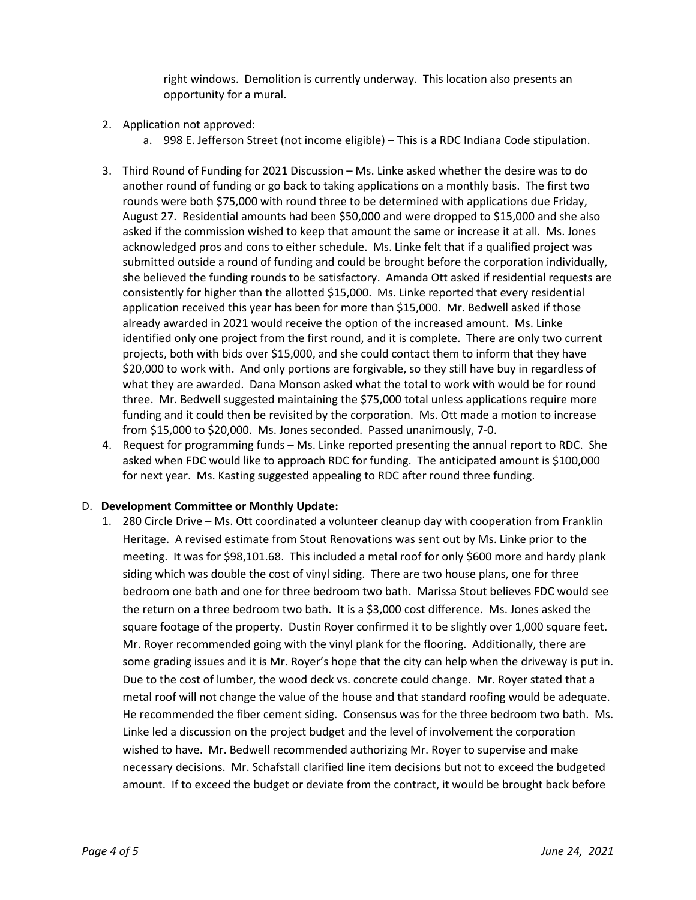right windows. Demolition is currently underway. This location also presents an opportunity for a mural.

2. Application not approved:
   a. 998 E. Jefferson Street (not income eligible) – This is a RDC Indiana Code stipulation.

3. Third Round of Funding for 2021 Discussion – Ms. Linke asked whether the desire was to do another round of funding or go back to taking applications on a monthly basis. The first two rounds were both $75,000 with round three to be determined with applications due Friday, August 27. Residential amounts had been $50,000 and were dropped to $15,000 and she also asked if the commission wished to keep that amount the same or increase it at all. Ms. Jones acknowledged pros and cons to either schedule. Ms. Linke felt that if a qualified project was submitted outside a round of funding and could be brought before the corporation individually, she believed the funding rounds to be satisfactory. Amanda Ott asked if residential requests are consistently for higher than the allotted $15,000. Ms. Linke reported that every residential application received this year has been for more than $15,000. Mr. Bedwell asked if those already awarded in 2021 would receive the option of the increased amount. Ms. Linke identified only one project from the first round, and it is complete. There are only two current projects, both with bids over $15,000, and she could contact them to inform that they have $20,000 to work with. And only portions are forgivable, so they still have buy in regardless of what they are awarded. Dana Monson asked what the total to work with would be for round three. Mr. Bedwell suggested maintaining the $75,000 total unless applications require more funding and it could then be revisited by the corporation. Ms. Ott made a motion to increase from $15,000 to $20,000. Ms. Jones seconded. Passed unanimously, 7-0.
4. Request for programming funds – Ms. Linke reported presenting the annual report to RDC. She asked when FDC would like to approach RDC for funding. The anticipated amount is $100,000 for next year. Ms. Kasting suggested appealing to RDC after round three funding.

D. **Development Committee or Monthly Update:**
   1. 280 Circle Drive – Ms. Ott coordinated a volunteer cleanup day with cooperation from Franklin Heritage. A revised estimate from Stout Renovations was sent out by Ms. Linke prior to the meeting. It was for $98,101.68. This included a metal roof for only $600 more and hardy plank siding which was double the cost of vinyl siding. There are two house plans, one for three bedroom one bath and one for three bedroom two bath. Marissa Stout believes FDC would see the return on a three bedroom two bath. It is a $3,000 cost difference. Ms. Jones asked the square footage of the property. Dustin Royer confirmed it to be slightly over 1,000 square feet. Mr. Royer recommended going with the vinyl plank for the flooring. Additionally, there are some grading issues and it is Mr. Royer's hope that the city can help when the driveway is put in. Due to the cost of lumber, the wood deck vs. concrete could change. Mr. Royer stated that a metal roof will not change the value of the house and that standard roofing would be adequate. He recommended the fiber cement siding. Consensus was for the three bedroom two bath. Ms. Linke led a discussion on the project budget and the level of involvement the corporation wished to have. Mr. Bedwell recommended authorizing Mr. Royer to supervise and make necessary decisions. Mr. Schafstall clarified line item decisions but not to exceed the budgeted amount. If to exceed the budget or deviate from the contract, it would be brought back before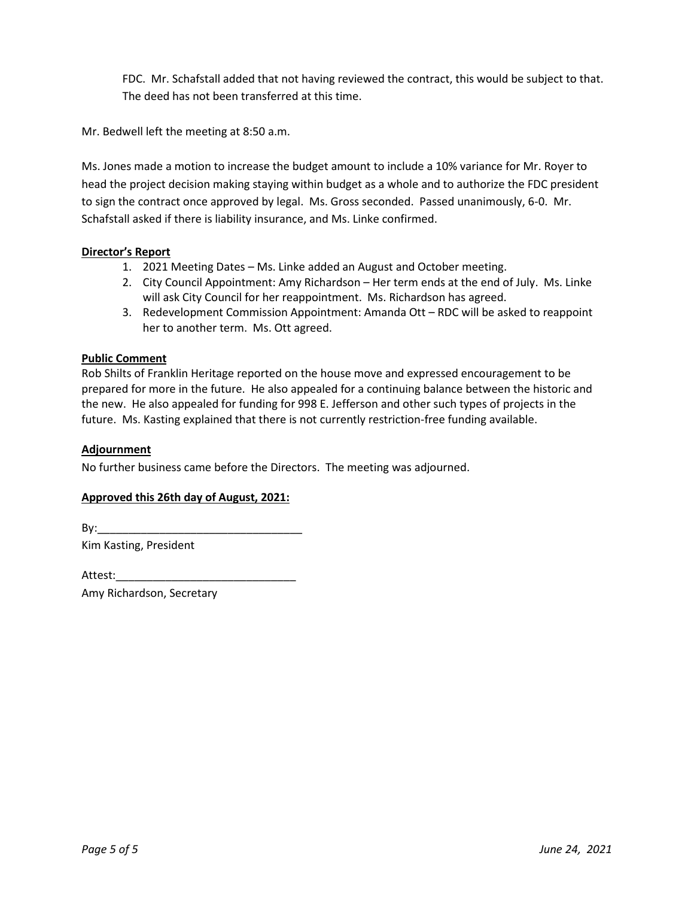FDC. Mr. Schafstall added that not having reviewed the contract, this would be subject to that. The deed has not been transferred at this time.

Mr. Bedwell left the meeting at 8:50 a.m.

Ms. Jones made a motion to increase the budget amount to include a 10% variance for Mr. Royer to head the project decision making staying within budget as a whole and to authorize the FDC president to sign the contract once approved by legal. Ms. Gross seconded. Passed unanimously, 6-0. Mr. Schafstall asked if there is liability insurance, and Ms. Linke confirmed.

**Director's Report**

1. 2021 Meeting Dates – Ms. Linke added an August and October meeting.
2. City Council Appointment: Amy Richardson – Her term ends at the end of July. Ms. Linke will ask City Council for her reappointment. Ms. Richardson has agreed.
3. Redevelopment Commission Appointment: Amanda Ott – RDC will be asked to reappoint her to another term. Ms. Ott agreed.

**Public Comment**

Rob Shilts of Franklin Heritage reported on the house move and expressed encouragement to be prepared for more in the future. He also appealed for a continuing balance between the historic and the new. He also appealed for funding for 998 E. Jefferson and other such types of projects in the future. Ms. Kasting explained that there is not currently restriction-free funding available.

**Adjournment**

No further business came before the Directors. The meeting was adjourned.

**Approved this 26th day of August, 2021:**

By:_________________________________

Kim Kasting, President

Attest:_____________________________

Amy Richardson, Secretary